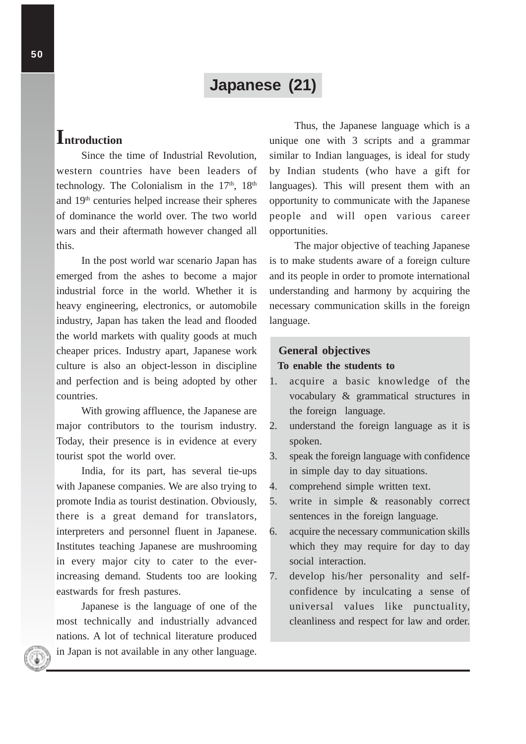# Japanese (21)

## Introduction

Since the time of Industrial Revolution, western countries have been leaders of technology. The Colonialism in the 17th, 18th and 19th centuries helped increase their spheres of dominance the world over. The two world wars and their aftermath however changed all this.

In the post world war scenario Japan has emerged from the ashes to become a major industrial force in the world. Whether it is heavy engineering, electronics, or automobile industry, Japan has taken the lead and flooded the world markets with quality goods at much cheaper prices. Industry apart, Japanese work culture is also an object-lesson in discipline and perfection and is being adopted by other countries.

With growing affluence, the Japanese are major contributors to the tourism industry. Today, their presence is in evidence at every tourist spot the world over.

India, for its part, has several tie-ups with Japanese companies. We are also trying to promote India as tourist destination. Obviously, there is a great demand for translators, interpreters and personnel fluent in Japanese. Institutes teaching Japanese are mushrooming in every major city to cater to the ever-increasing demand. Students too are looking eastwards for fresh pastures.

Japanese is the language of one of the most technically and industrially advanced nations. A lot of technical literature produced in Japan is not available in any other language.

Thus, the Japanese language which is a unique one with 3 scripts and a grammar similar to Indian languages, is ideal for study by Indian students (who have a gift for languages). This will present them with an opportunity to communicate with the Japanese people and will open various career opportunities.

The major objective of teaching Japanese is to make students aware of a foreign culture and its people in order to promote international understanding and harmony by acquiring the necessary communication skills in the foreign language.

### General objectives

**To enable the students to**

1. acquire a basic knowledge of the vocabulary & grammatical structures in the foreign language.
2. understand the foreign language as it is spoken.
3. speak the foreign language with confidence in simple day to day situations.
4. comprehend simple written text.
5. write in simple & reasonably correct sentences in the foreign language.
6. acquire the necessary communication skills which they may require for day to day social interaction.
7. develop his/her personality and self-confidence by inculcating a sense of universal values like punctuality, cleanliness and respect for law and order.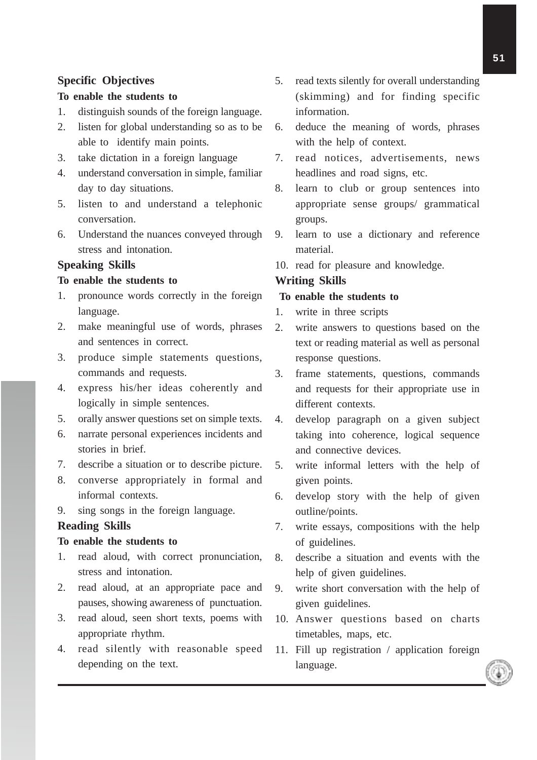### Specific Objectives

**To enable the students to**

1. distinguish sounds of the foreign language.
2. listen for global understanding so as to be able to identify main points.
3. take dictation in a foreign language
4. understand conversation in simple, familiar day to day situations.
5. listen to and understand a telephonic conversation.
6. Understand the nuances conveyed through stress and intonation.

### Speaking Skills

**To enable the students to**

1. pronounce words correctly in the foreign language.
2. make meaningful use of words, phrases and sentences in correct.
3. produce simple statements questions, commands and requests.
4. express his/her ideas coherently and logically in simple sentences.
5. orally answer questions set on simple texts.
6. narrate personal experiences incidents and stories in brief.
7. describe a situation or to describe picture.
8. converse appropriately in formal and informal contexts.
9. sing songs in the foreign language.

### Reading Skills

**To enable the students to**

1. read aloud, with correct pronunciation, stress and intonation.
2. read aloud, at an appropriate pace and pauses, showing awareness of punctuation.
3. read aloud, seen short texts, poems with appropriate rhythm.
4. read silently with reasonable speed depending on the text.
5. read texts silently for overall understanding (skimming) and for finding specific information.
6. deduce the meaning of words, phrases with the help of context.
7. read notices, advertisements, news headlines and road signs, etc.
8. learn to club or group sentences into appropriate sense groups/ grammatical groups.
9. learn to use a dictionary and reference material.
10. read for pleasure and knowledge.

### Writing Skills

**To enable the students to**

1. write in three scripts
2. write answers to questions based on the text or reading material as well as personal response questions.
3. frame statements, questions, commands and requests for their appropriate use in different contexts.
4. develop paragraph on a given subject taking into coherence, logical sequence and connective devices.
5. write informal letters with the help of given points.
6. develop story with the help of given outline/points.
7. write essays, compositions with the help of guidelines.
8. describe a situation and events with the help of given guidelines.
9. write short conversation with the help of given guidelines.
10. Answer questions based on charts timetables, maps, etc.
11. Fill up registration / application foreign language.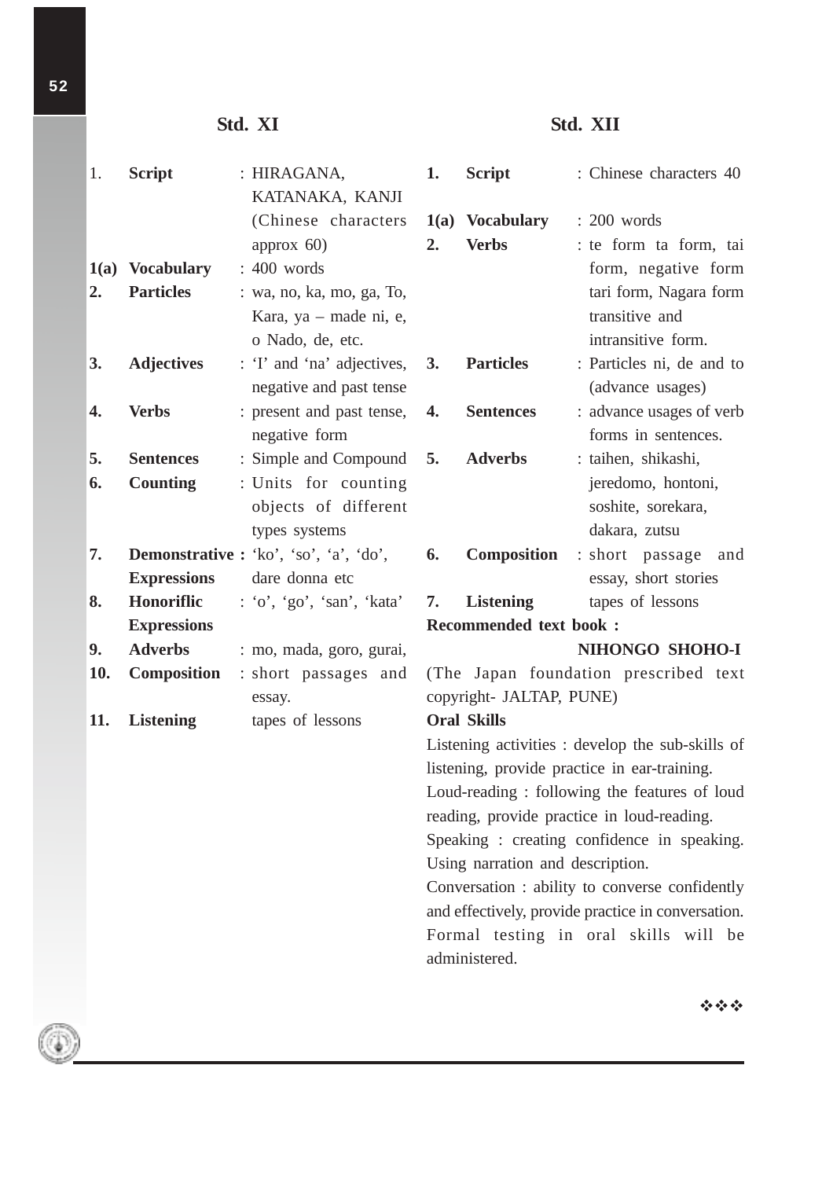## Std. XI

| | | |
|---|---|---|
| 1. | **Script** | : HIRAGANA, KATANAKA, KANJI (Chinese characters approx 60) |
| 1(a) | **Vocabulary** | : 400 words |
| 2. | **Particles** | : wa, no, ka, mo, ga, To, Kara, ya – made ni, e, o Nado, de, etc. |
| 3. | **Adjectives** | : 'I' and 'na' adjectives, negative and past tense |
| 4. | **Verbs** | : present and past tense, negative form |
| 5. | **Sentences** | : Simple and Compound |
| 6. | **Counting** | : Units for counting objects of different types systems |
| 7. | **Demonstrative Expressions** | : 'ko', 'so', 'a', 'do', dare donna etc |
| 8. | **Honoriflic Expressions** | : 'o', 'go', 'san', 'kata' |
| 9. | **Adverbs** | : mo, mada, goro, gurai, |
| 10. | **Composition** | : short passages and essay. |
| 11. | **Listening** | tapes of lessons |

## Std. XII

| | | |
|---|---|---|
| 1. | **Script** | : Chinese characters 40 |
| 1(a) | **Vocabulary** | : 200 words |
| 2. | **Verbs** | : te form ta form, tai form, negative form tari form, Nagara form transitive and intransitive form. |
| 3. | **Particles** | : Particles ni, de and to (advance usages) |
| 4. | **Sentences** | : advance usages of verb forms in sentences. |
| 5. | **Adverbs** | : taihen, shikashi, jeredomo, hontoni, soshite, sorekara, dakara, zutsu |
| 6. | **Composition** | : short passage and essay, short stories |
| 7. | **Listening** | tapes of lessons |

**Recommended text book :**

**NIHONGO SHOHO-I**

(The Japan foundation prescribed text copyright- JALTAP, PUNE)

**Oral Skills**

Listening activities : develop the sub-skills of listening, provide practice in ear-training.

Loud-reading : following the features of loud reading, provide practice in loud-reading.

Speaking : creating confidence in speaking. Using narration and description.

Conversation : ability to converse confidently and effectively, provide practice in conversation. Formal testing in oral skills will be administered.

❖❖❖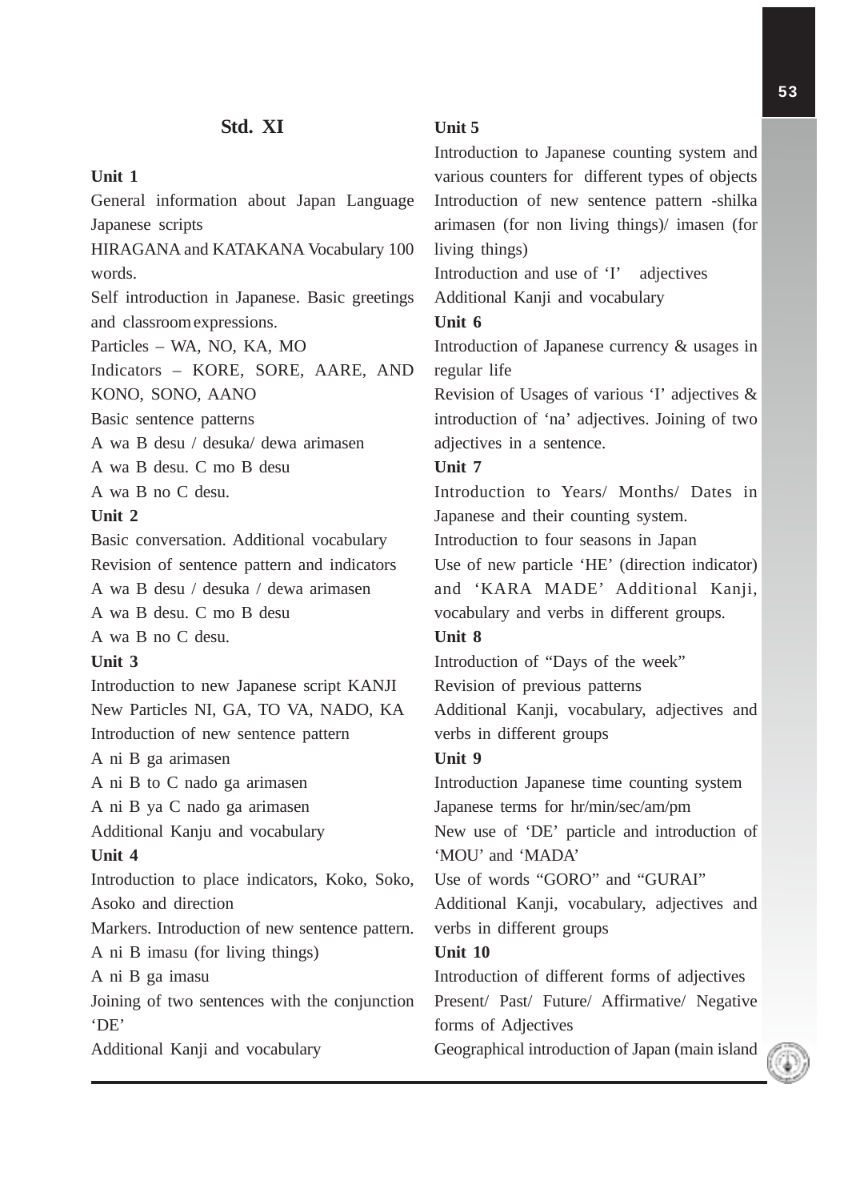## Std. XI

**Unit 1**

General information about Japan Language Japanese scripts

HIRAGANA and KATAKANA Vocabulary 100 words.

Self introduction in Japanese. Basic greetings and classroom expressions.

Particles – WA, NO, KA, MO

Indicators – KORE, SORE, AARE, AND KONO, SONO, AANO

Basic sentence patterns

A wa B desu / desuka/ dewa arimasen

A wa B desu. C mo B desu

A wa B no C desu.

**Unit 2**

Basic conversation. Additional vocabulary

Revision of sentence pattern and indicators

A wa B desu / desuka / dewa arimasen

A wa B desu. C mo B desu

A wa B no C desu.

**Unit 3**

Introduction to new Japanese script KANJI

New Particles NI, GA, TO VA, NADO, KA

Introduction of new sentence pattern

A ni B ga arimasen

A ni B to C nado ga arimasen

A ni B ya C nado ga arimasen

Additional Kanju and vocabulary

**Unit 4**

Introduction to place indicators, Koko, Soko, Asoko and direction

Markers. Introduction of new sentence pattern.

A ni B imasu (for living things)

A ni B ga imasu

Joining of two sentences with the conjunction 'DE'

Additional Kanji and vocabulary

**Unit 5**

Introduction to Japanese counting system and various counters for different types of objects

Introduction of new sentence pattern -shilka arimasen (for non living things)/ imasen (for living things)

Introduction and use of 'I' adjectives

Additional Kanji and vocabulary

**Unit 6**

Introduction of Japanese currency & usages in regular life

Revision of Usages of various 'I' adjectives & introduction of 'na' adjectives. Joining of two adjectives in a sentence.

**Unit 7**

Introduction to Years/ Months/ Dates in Japanese and their counting system.

Introduction to four seasons in Japan

Use of new particle 'HE' (direction indicator) and 'KARA MADE' Additional Kanji, vocabulary and verbs in different groups.

**Unit 8**

Introduction of "Days of the week"

Revision of previous patterns

Additional Kanji, vocabulary, adjectives and verbs in different groups

**Unit 9**

Introduction Japanese time counting system

Japanese terms for hr/min/sec/am/pm

New use of 'DE' particle and introduction of 'MOU' and 'MADA'

Use of words "GORO" and "GURAI"

Additional Kanji, vocabulary, adjectives and verbs in different groups

**Unit 10**

Introduction of different forms of adjectives

Present/ Past/ Future/ Affirmative/ Negative forms of Adjectives

Geographical introduction of Japan (main island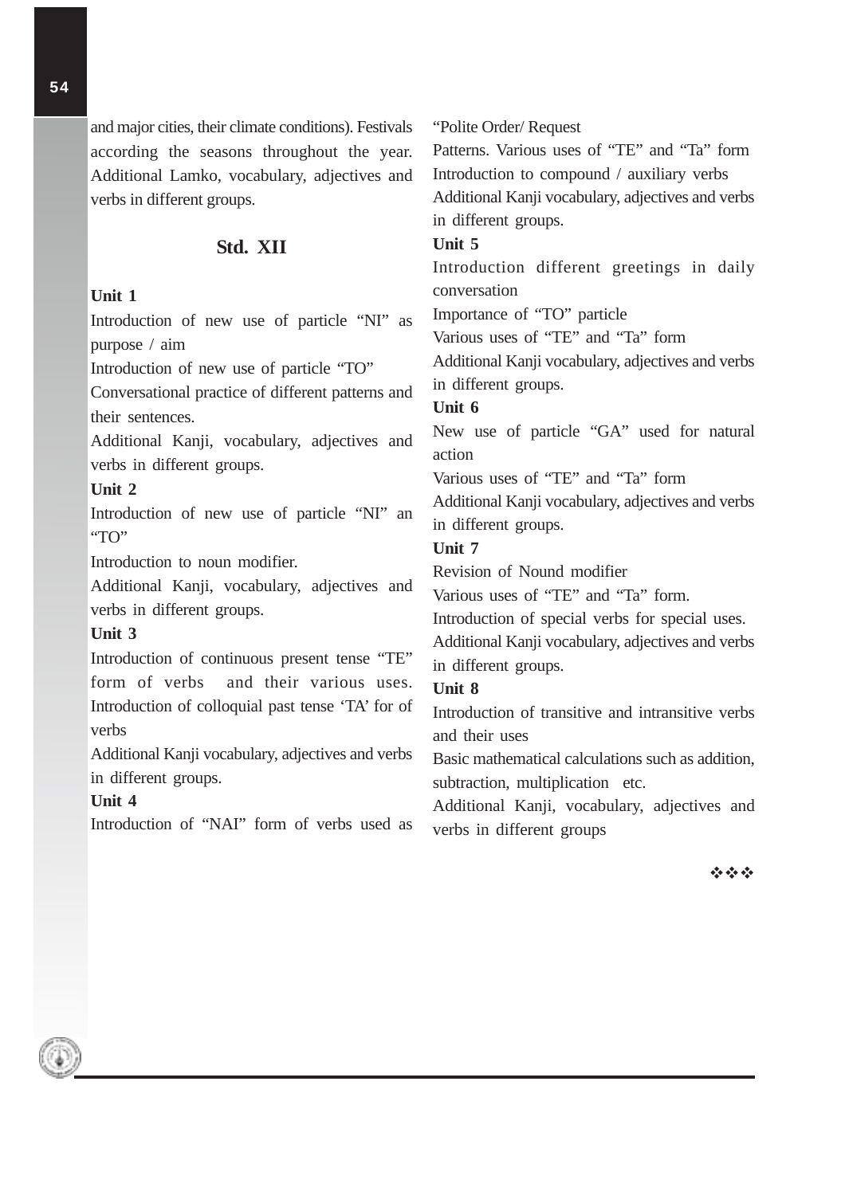and major cities, their climate conditions). Festivals according the seasons throughout the year. Additional Lamko, vocabulary, adjectives and verbs in different groups.

## Std. XII

**Unit 1**

Introduction of new use of particle “NI” as purpose / aim

Introduction of new use of particle “TO”

Conversational practice of different patterns and their sentences.

Additional Kanji, vocabulary, adjectives and verbs in different groups.

**Unit 2**

Introduction of new use of particle “NI” an “TO”

Introduction to noun modifier.

Additional Kanji, vocabulary, adjectives and verbs in different groups.

**Unit 3**

Introduction of continuous present tense “TE” form of verbs and their various uses. Introduction of colloquial past tense ‘TA’ for of verbs

Additional Kanji vocabulary, adjectives and verbs in different groups.

**Unit 4**

Introduction of “NAI” form of verbs used as “Polite Order/ Request

Patterns. Various uses of “TE” and “Ta” form

Introduction to compound / auxiliary verbs

Additional Kanji vocabulary, adjectives and verbs in different groups.

**Unit 5**

Introduction different greetings in daily conversation

Importance of “TO” particle

Various uses of “TE” and “Ta” form

Additional Kanji vocabulary, adjectives and verbs in different groups.

**Unit 6**

New use of particle “GA” used for natural action

Various uses of “TE” and “Ta” form

Additional Kanji vocabulary, adjectives and verbs in different groups.

**Unit 7**

Revision of Nound modifier

Various uses of “TE” and “Ta” form.

Introduction of special verbs for special uses.

Additional Kanji vocabulary, adjectives and verbs in different groups.

**Unit 8**

Introduction of transitive and intransitive verbs and their uses

Basic mathematical calculations such as addition, subtraction, multiplication etc.

Additional Kanji, vocabulary, adjectives and verbs in different groups

❖❖❖